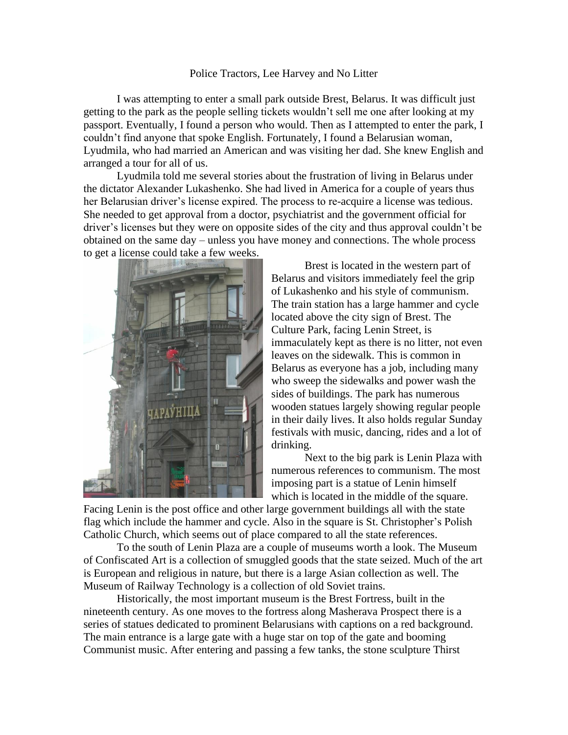# Police Tractors, Lee Harvey and No Litter

I was attempting to enter a small park outside Brest, Belarus. It was difficult just getting to the park as the people selling tickets wouldn't sell me one after looking at my passport. Eventually, I found a person who would. Then as I attempted to enter the park, I couldn't find anyone that spoke English. Fortunately, I found a Belarusian woman, Lyudmila, who had married an American and was visiting her dad. She knew English and arranged a tour for all of us.

Lyudmila told me several stories about the frustration of living in Belarus under the dictator Alexander Lukashenko. She had lived in America for a couple of years thus her Belarusian driver's license expired. The process to re-acquire a license was tedious. She needed to get approval from a doctor, psychiatrist and the government official for driver's licenses but they were on opposite sides of the city and thus approval couldn't be obtained on the same day – unless you have money and connections. The whole process to get a license could take a few weeks.

Brest is located in the western part of Belarus and visitors immediately feel the grip of Lukashenko and his style of communism. The train station has a large hammer and cycle located above the city sign of Brest. The Culture Park, facing Lenin Street, is immaculately kept as there is no litter, not even leaves on the sidewalk. This is common in Belarus as everyone has a job, including many who sweep the sidewalks and power wash the sides of buildings. The park has numerous wooden statues largely showing regular people in their daily lives. It also holds regular Sunday festivals with music, dancing, rides and a lot of drinking.

Next to the big park is Lenin Plaza with numerous references to communism. The most imposing part is a statue of Lenin himself which is located in the middle of the square. Facing Lenin is the post office and other large government buildings all with the state flag which include the hammer and cycle. Also in the square is St. Christopher's Polish Catholic Church, which seems out of place compared to all the state references.

To the south of Lenin Plaza are a couple of museums worth a look. The Museum of Confiscated Art is a collection of smuggled goods that the state seized. Much of the art is European and religious in nature, but there is a large Asian collection as well. The Museum of Railway Technology is a collection of old Soviet trains.

Historically, the most important museum is the Brest Fortress, built in the nineteenth century. As one moves to the fortress along Masherava Prospect there is a series of statues dedicated to prominent Belarusians with captions on a red background. The main entrance is a large gate with a huge star on top of the gate and booming Communist music. After entering and passing a few tanks, the stone sculpture Thirst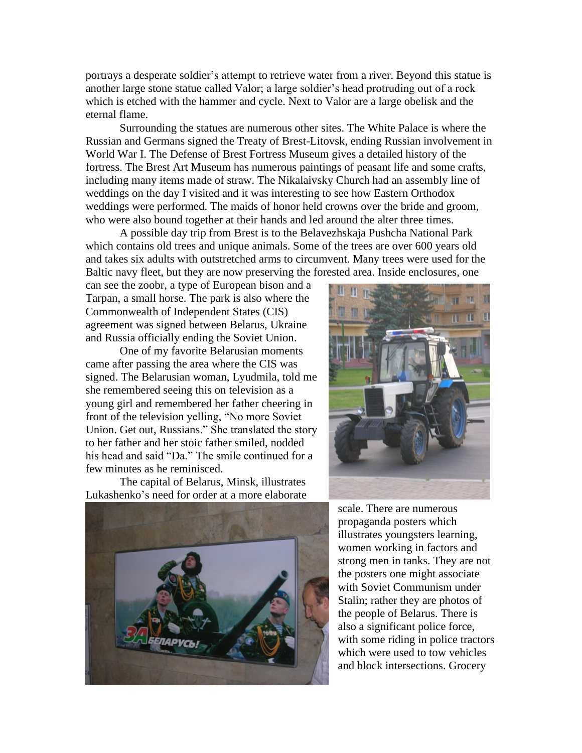portrays a desperate soldier's attempt to retrieve water from a river. Beyond this statue is another large stone statue called Valor; a large soldier's head protruding out of a rock which is etched with the hammer and cycle. Next to Valor are a large obelisk and the eternal flame.

Surrounding the statues are numerous other sites. The White Palace is where the Russian and Germans signed the Treaty of Brest-Litovsk, ending Russian involvement in World War I. The Defense of Brest Fortress Museum gives a detailed history of the fortress. The Brest Art Museum has numerous paintings of peasant life and some crafts, including many items made of straw. The Nikalaivsky Church had an assembly line of weddings on the day I visited and it was interesting to see how Eastern Orthodox weddings were performed. The maids of honor held crowns over the bride and groom, who were also bound together at their hands and led around the alter three times.

A possible day trip from Brest is to the Belavezhskaja Pushcha National Park which contains old trees and unique animals. Some of the trees are over 600 years old and takes six adults with outstretched arms to circumvent. Many trees were used for the Baltic navy fleet, but they are now preserving the forested area. Inside enclosures, one can see the zoobr, a type of European bison and a Tarpan, a small horse. The park is also where the Commonwealth of Independent States (CIS) agreement was signed between Belarus, Ukraine and Russia officially ending the Soviet Union.

One of my favorite Belarusian moments came after passing the area where the CIS was signed. The Belarusian woman, Lyudmila, told me she remembered seeing this on television as a young girl and remembered her father cheering in front of the television yelling, "No more Soviet Union. Get out, Russians." She translated the story to her father and her stoic father smiled, nodded his head and said "Da." The smile continued for a few minutes as he reminisced.

The capital of Belarus, Minsk, illustrates Lukashenko's need for order at a more elaborate scale. There are numerous propaganda posters which illustrates youngsters learning, women working in factors and strong men in tanks. They are not the posters one might associate with Soviet Communism under Stalin; rather they are photos of the people of Belarus. There is also a significant police force, with some riding in police tractors which were used to tow vehicles and block intersections. Grocery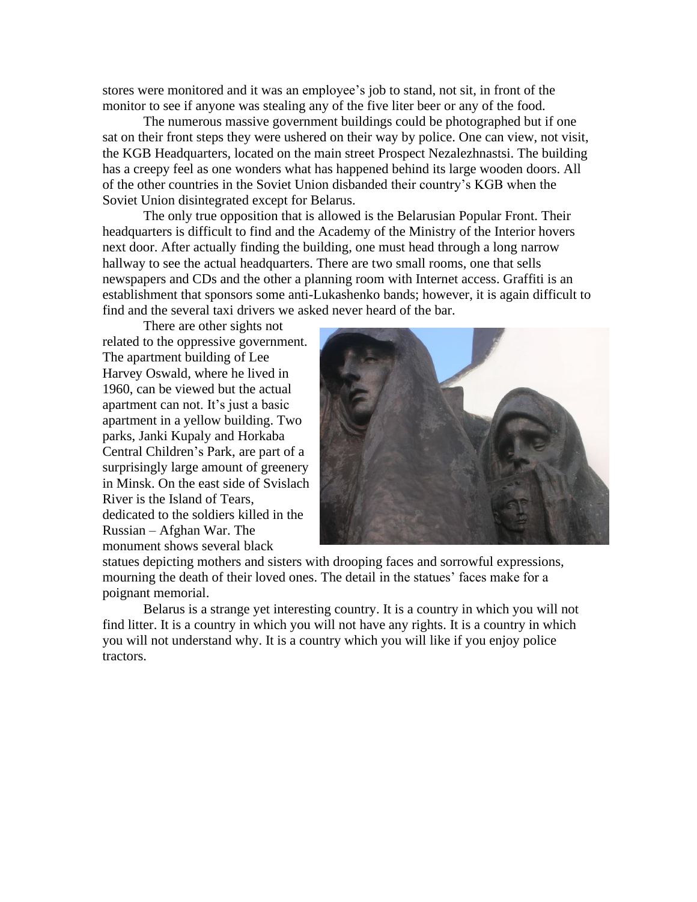stores were monitored and it was an employee's job to stand, not sit, in front of the monitor to see if anyone was stealing any of the five liter beer or any of the food.

The numerous massive government buildings could be photographed but if one sat on their front steps they were ushered on their way by police. One can view, not visit, the KGB Headquarters, located on the main street Prospect Nezalezhnastsi. The building has a creepy feel as one wonders what has happened behind its large wooden doors. All of the other countries in the Soviet Union disbanded their country's KGB when the Soviet Union disintegrated except for Belarus.

The only true opposition that is allowed is the Belarusian Popular Front. Their headquarters is difficult to find and the Academy of the Ministry of the Interior hovers next door. After actually finding the building, one must head through a long narrow hallway to see the actual headquarters. There are two small rooms, one that sells newspapers and CDs and the other a planning room with Internet access. Graffiti is an establishment that sponsors some anti-Lukashenko bands; however, it is again difficult to find and the several taxi drivers we asked never heard of the bar.

There are other sights not related to the oppressive government. The apartment building of Lee Harvey Oswald, where he lived in 1960, can be viewed but the actual apartment can not. It's just a basic apartment in a yellow building. Two parks, Janki Kupaly and Horkaba Central Children's Park, are part of a surprisingly large amount of greenery in Minsk. On the east side of Svislach River is the Island of Tears, dedicated to the soldiers killed in the Russian – Afghan War. The monument shows several black statues depicting mothers and sisters with drooping faces and sorrowful expressions, mourning the death of their loved ones. The detail in the statues' faces make for a poignant memorial.

Belarus is a strange yet interesting country. It is a country in which you will not find litter. It is a country in which you will not have any rights. It is a country in which you will not understand why. It is a country which you will like if you enjoy police tractors.